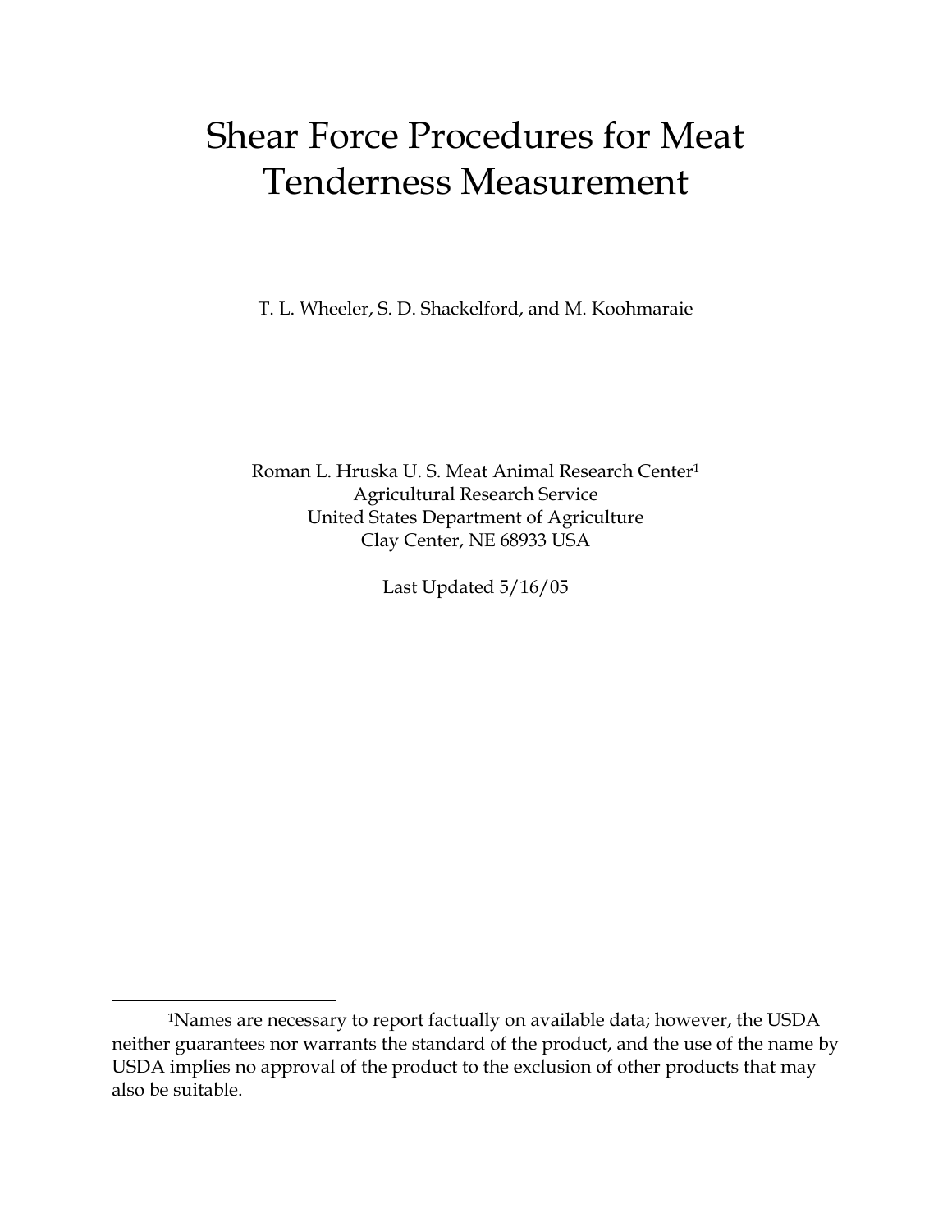# Shear Force Procedures for Meat Tenderness Measurement

T. L. Wheeler, S. D. Shackelford, and M. Koohmaraie

Roman L. Hruska U. S. Meat Animal Research Center[1]
Agricultural Research Service
United States Department of Agriculture
Clay Center, NE 68933 USA

Last Updated 5/16/05

---

[1]Names are necessary to report factually on available data; however, the USDA neither guarantees nor warrants the standard of the product, and the use of the name by USDA implies no approval of the product to the exclusion of other products that may also be suitable.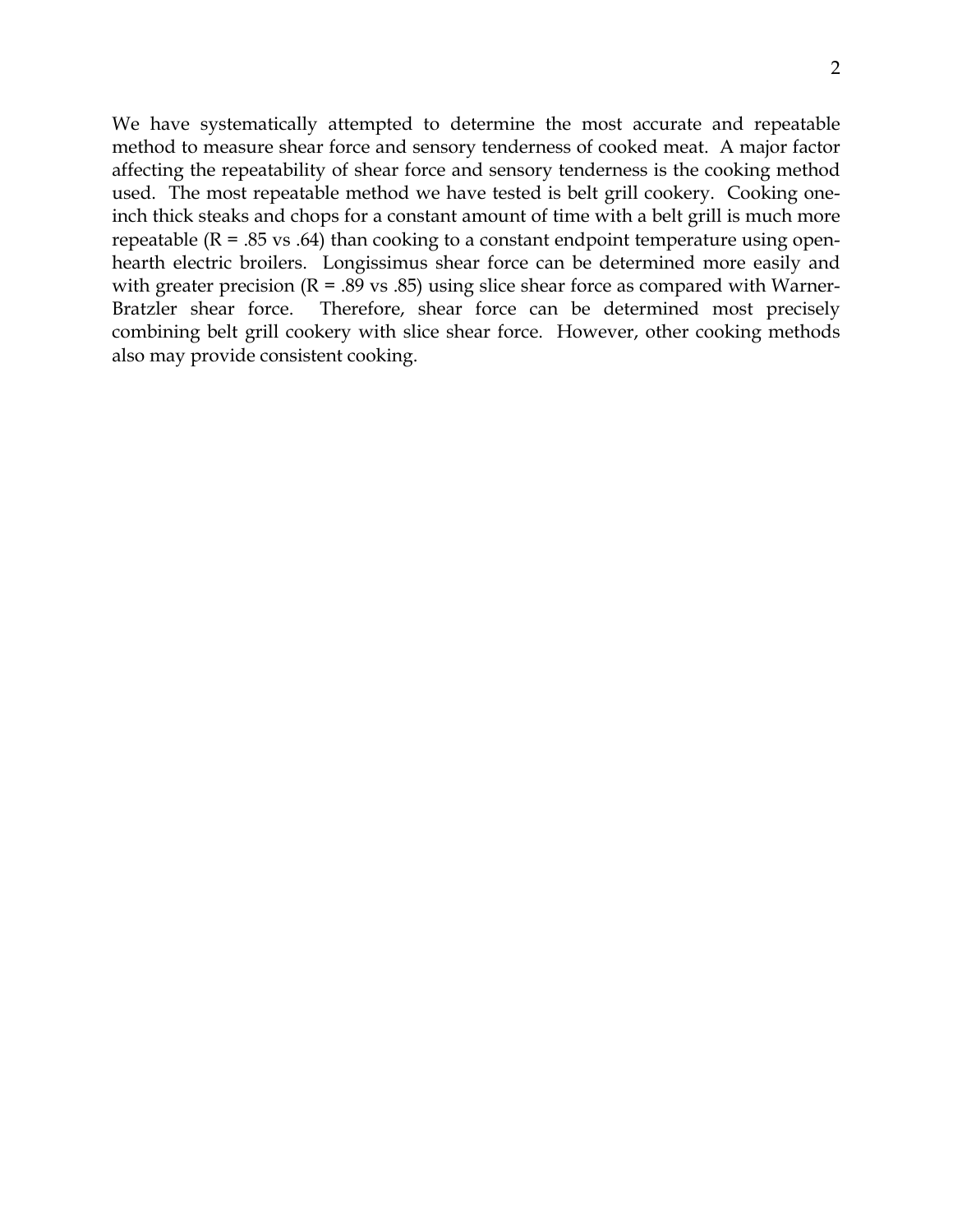We have systematically attempted to determine the most accurate and repeatable method to measure shear force and sensory tenderness of cooked meat. A major factor affecting the repeatability of shear force and sensory tenderness is the cooking method used. The most repeatable method we have tested is belt grill cookery. Cooking one-inch thick steaks and chops for a constant amount of time with a belt grill is much more repeatable ($R = .85$ vs $.64$) than cooking to a constant endpoint temperature using open-hearth electric broilers. Longissimus shear force can be determined more easily and with greater precision ($R = .89$ vs $.85$) using slice shear force as compared with Warner-Bratzler shear force. Therefore, shear force can be determined most precisely combining belt grill cookery with slice shear force. However, other cooking methods also may provide consistent cooking.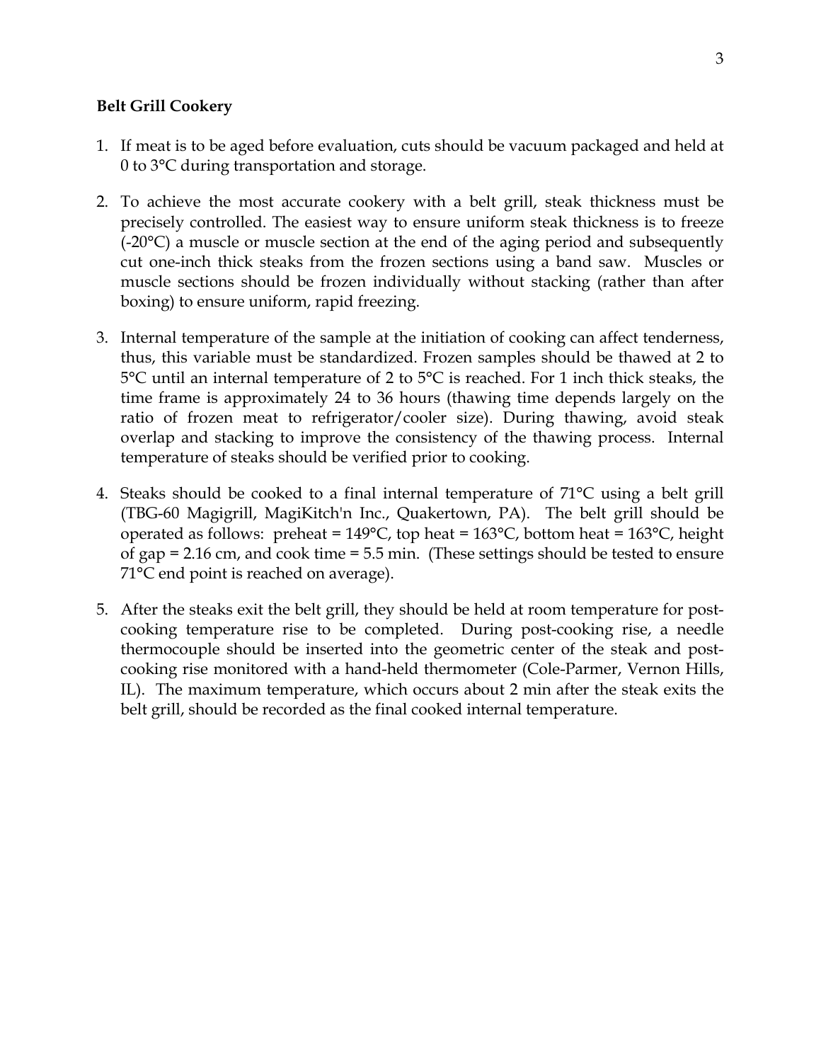**Belt Grill Cookery**

1. If meat is to be aged before evaluation, cuts should be vacuum packaged and held at 0 to 3°C during transportation and storage.

2. To achieve the most accurate cookery with a belt grill, steak thickness must be precisely controlled. The easiest way to ensure uniform steak thickness is to freeze (-20°C) a muscle or muscle section at the end of the aging period and subsequently cut one-inch thick steaks from the frozen sections using a band saw. Muscles or muscle sections should be frozen individually without stacking (rather than after boxing) to ensure uniform, rapid freezing.

3. Internal temperature of the sample at the initiation of cooking can affect tenderness, thus, this variable must be standardized. Frozen samples should be thawed at 2 to 5°C until an internal temperature of 2 to 5°C is reached. For 1 inch thick steaks, the time frame is approximately 24 to 36 hours (thawing time depends largely on the ratio of frozen meat to refrigerator/cooler size). During thawing, avoid steak overlap and stacking to improve the consistency of the thawing process. Internal temperature of steaks should be verified prior to cooking.

4. Steaks should be cooked to a final internal temperature of 71°C using a belt grill (TBG-60 Magigrill, MagiKitch'n Inc., Quakertown, PA). The belt grill should be operated as follows: preheat = 149°C, top heat = 163°C, bottom heat = 163°C, height of gap = 2.16 cm, and cook time = 5.5 min. (These settings should be tested to ensure 71°C end point is reached on average).

5. After the steaks exit the belt grill, they should be held at room temperature for post-cooking temperature rise to be completed. During post-cooking rise, a needle thermocouple should be inserted into the geometric center of the steak and post-cooking rise monitored with a hand-held thermometer (Cole-Parmer, Vernon Hills, IL). The maximum temperature, which occurs about 2 min after the steak exits the belt grill, should be recorded as the final cooked internal temperature.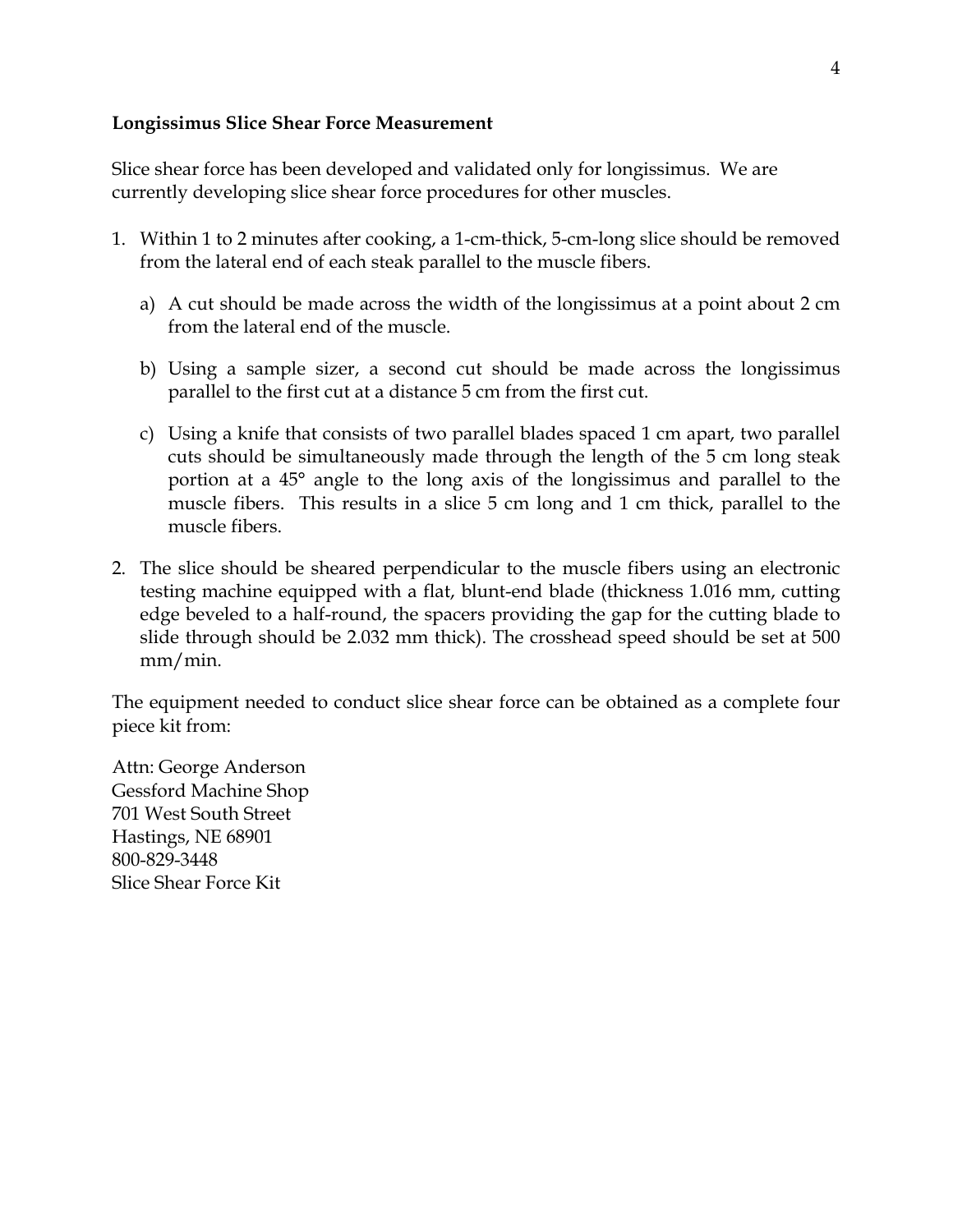**Longissimus Slice Shear Force Measurement**

Slice shear force has been developed and validated only for longissimus. We are currently developing slice shear force procedures for other muscles.

1. Within 1 to 2 minutes after cooking, a 1-cm-thick, 5-cm-long slice should be removed from the lateral end of each steak parallel to the muscle fibers.

   a) A cut should be made across the width of the longissimus at a point about 2 cm from the lateral end of the muscle.

   b) Using a sample sizer, a second cut should be made across the longissimus parallel to the first cut at a distance 5 cm from the first cut.

   c) Using a knife that consists of two parallel blades spaced 1 cm apart, two parallel cuts should be simultaneously made through the length of the 5 cm long steak portion at a 45° angle to the long axis of the longissimus and parallel to the muscle fibers. This results in a slice 5 cm long and 1 cm thick, parallel to the muscle fibers.

2. The slice should be sheared perpendicular to the muscle fibers using an electronic testing machine equipped with a flat, blunt-end blade (thickness 1.016 mm, cutting edge beveled to a half-round, the spacers providing the gap for the cutting blade to slide through should be 2.032 mm thick). The crosshead speed should be set at 500 mm/min.

The equipment needed to conduct slice shear force can be obtained as a complete four piece kit from:

Attn: George Anderson
Gessford Machine Shop
701 West South Street
Hastings, NE 68901
800-829-3448
Slice Shear Force Kit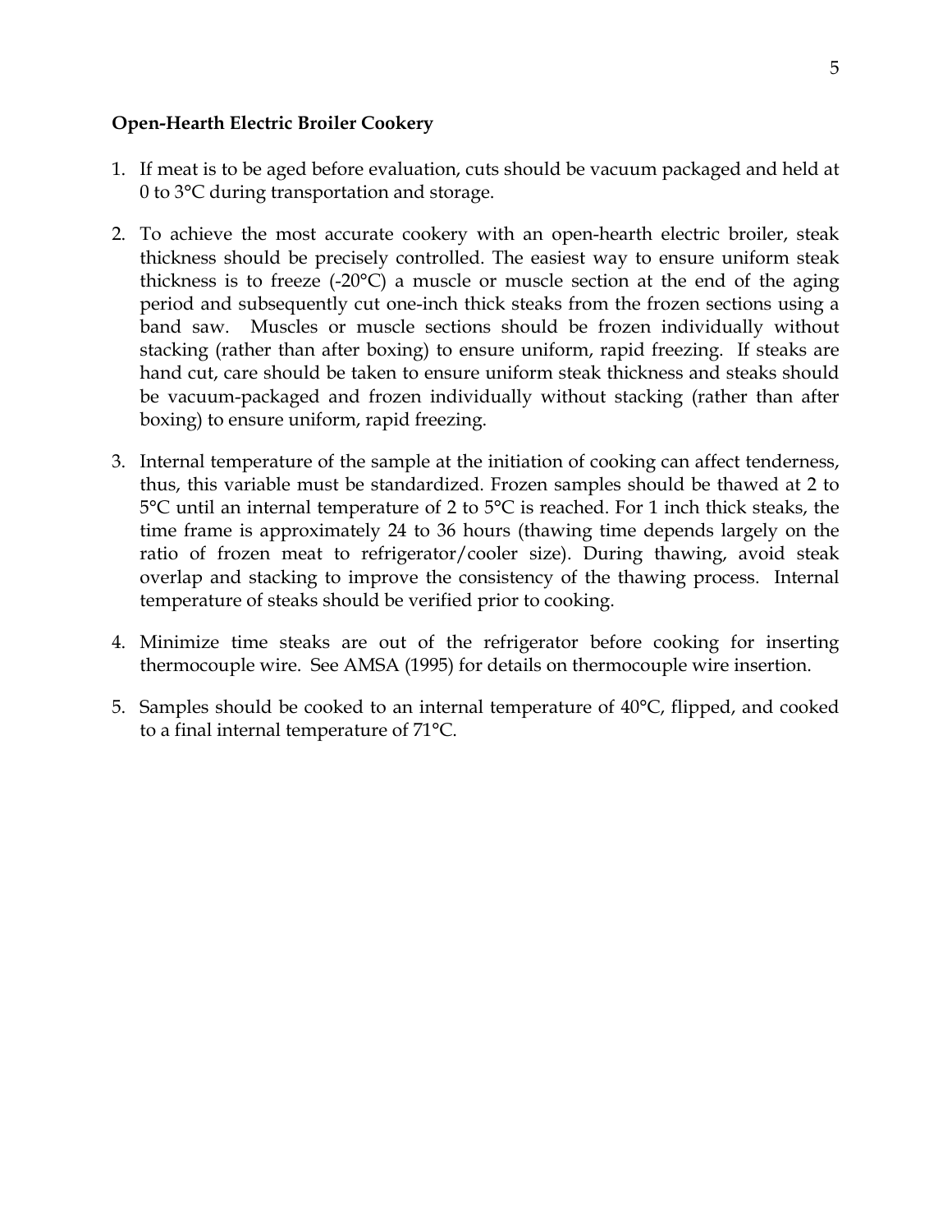**Open-Hearth Electric Broiler Cookery**

1. If meat is to be aged before evaluation, cuts should be vacuum packaged and held at 0 to 3°C during transportation and storage.

2. To achieve the most accurate cookery with an open-hearth electric broiler, steak thickness should be precisely controlled. The easiest way to ensure uniform steak thickness is to freeze (-20°C) a muscle or muscle section at the end of the aging period and subsequently cut one-inch thick steaks from the frozen sections using a band saw. Muscles or muscle sections should be frozen individually without stacking (rather than after boxing) to ensure uniform, rapid freezing. If steaks are hand cut, care should be taken to ensure uniform steak thickness and steaks should be vacuum-packaged and frozen individually without stacking (rather than after boxing) to ensure uniform, rapid freezing.

3. Internal temperature of the sample at the initiation of cooking can affect tenderness, thus, this variable must be standardized. Frozen samples should be thawed at 2 to 5°C until an internal temperature of 2 to 5°C is reached. For 1 inch thick steaks, the time frame is approximately 24 to 36 hours (thawing time depends largely on the ratio of frozen meat to refrigerator/cooler size). During thawing, avoid steak overlap and stacking to improve the consistency of the thawing process. Internal temperature of steaks should be verified prior to cooking.

4. Minimize time steaks are out of the refrigerator before cooking for inserting thermocouple wire. See AMSA (1995) for details on thermocouple wire insertion.

5. Samples should be cooked to an internal temperature of 40°C, flipped, and cooked to a final internal temperature of 71°C.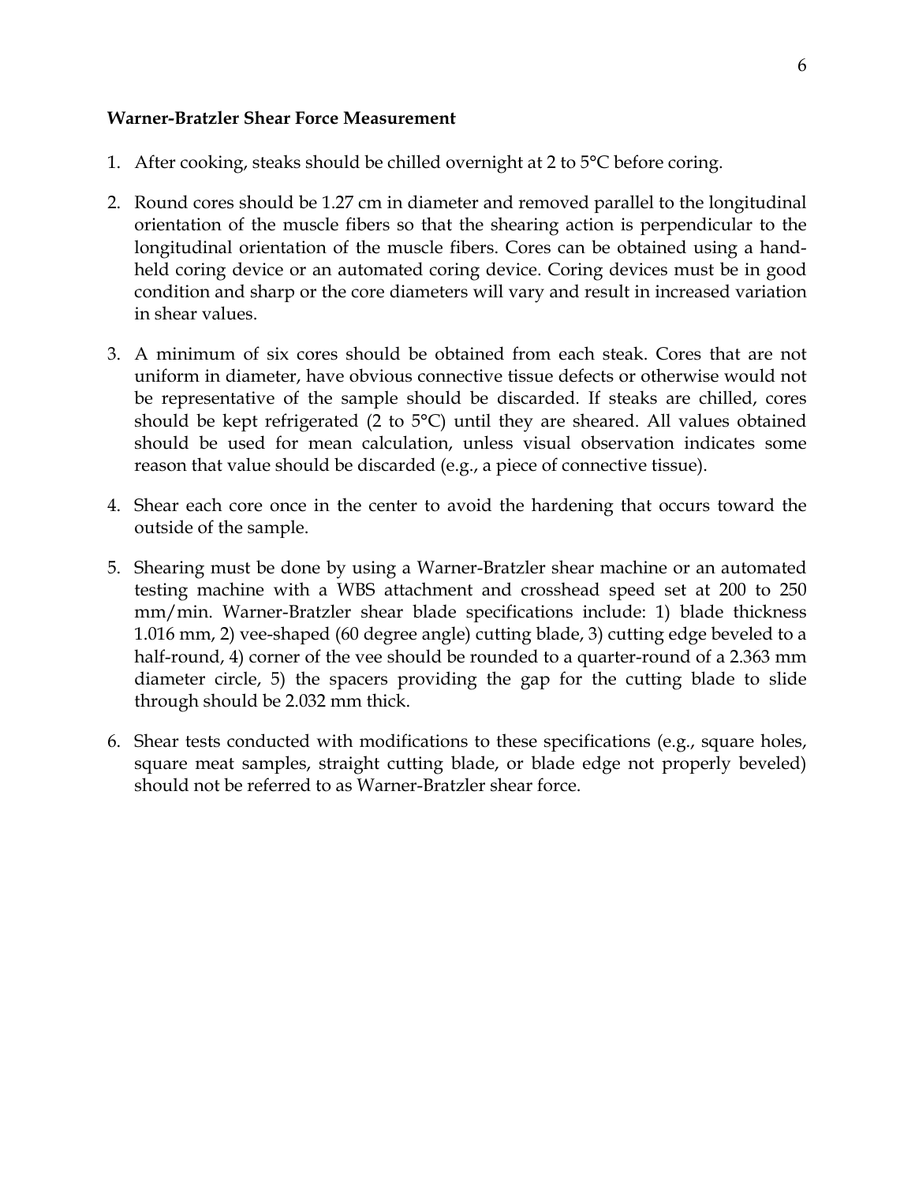**Warner-Bratzler Shear Force Measurement**

1. After cooking, steaks should be chilled overnight at 2 to 5°C before coring.

2. Round cores should be 1.27 cm in diameter and removed parallel to the longitudinal orientation of the muscle fibers so that the shearing action is perpendicular to the longitudinal orientation of the muscle fibers. Cores can be obtained using a hand-held coring device or an automated coring device. Coring devices must be in good condition and sharp or the core diameters will vary and result in increased variation in shear values.

3. A minimum of six cores should be obtained from each steak. Cores that are not uniform in diameter, have obvious connective tissue defects or otherwise would not be representative of the sample should be discarded. If steaks are chilled, cores should be kept refrigerated (2 to 5°C) until they are sheared. All values obtained should be used for mean calculation, unless visual observation indicates some reason that value should be discarded (e.g., a piece of connective tissue).

4. Shear each core once in the center to avoid the hardening that occurs toward the outside of the sample.

5. Shearing must be done by using a Warner-Bratzler shear machine or an automated testing machine with a WBS attachment and crosshead speed set at 200 to 250 mm/min. Warner-Bratzler shear blade specifications include: 1) blade thickness 1.016 mm, 2) vee-shaped (60 degree angle) cutting blade, 3) cutting edge beveled to a half-round, 4) corner of the vee should be rounded to a quarter-round of a 2.363 mm diameter circle, 5) the spacers providing the gap for the cutting blade to slide through should be 2.032 mm thick.

6. Shear tests conducted with modifications to these specifications (e.g., square holes, square meat samples, straight cutting blade, or blade edge not properly beveled) should not be referred to as Warner-Bratzler shear force.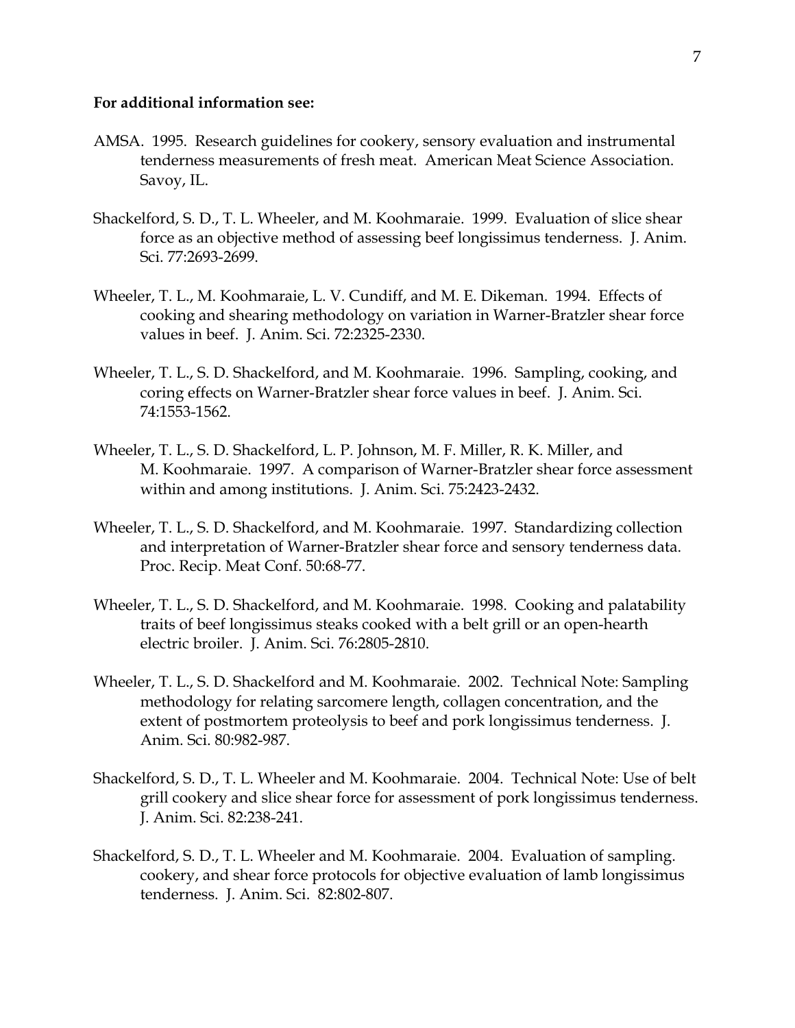**For additional information see:**

AMSA. 1995. Research guidelines for cookery, sensory evaluation and instrumental tenderness measurements of fresh meat. American Meat Science Association. Savoy, IL.

Shackelford, S. D., T. L. Wheeler, and M. Koohmaraie. 1999. Evaluation of slice shear force as an objective method of assessing beef longissimus tenderness. J. Anim. Sci. 77:2693-2699.

Wheeler, T. L., M. Koohmaraie, L. V. Cundiff, and M. E. Dikeman. 1994. Effects of cooking and shearing methodology on variation in Warner-Bratzler shear force values in beef. J. Anim. Sci. 72:2325-2330.

Wheeler, T. L., S. D. Shackelford, and M. Koohmaraie. 1996. Sampling, cooking, and coring effects on Warner-Bratzler shear force values in beef. J. Anim. Sci. 74:1553-1562.

Wheeler, T. L., S. D. Shackelford, L. P. Johnson, M. F. Miller, R. K. Miller, and M. Koohmaraie. 1997. A comparison of Warner-Bratzler shear force assessment within and among institutions. J. Anim. Sci. 75:2423-2432.

Wheeler, T. L., S. D. Shackelford, and M. Koohmaraie. 1997. Standardizing collection and interpretation of Warner-Bratzler shear force and sensory tenderness data. Proc. Recip. Meat Conf. 50:68-77.

Wheeler, T. L., S. D. Shackelford, and M. Koohmaraie. 1998. Cooking and palatability traits of beef longissimus steaks cooked with a belt grill or an open-hearth electric broiler. J. Anim. Sci. 76:2805-2810.

Wheeler, T. L., S. D. Shackelford and M. Koohmaraie. 2002. Technical Note: Sampling methodology for relating sarcomere length, collagen concentration, and the extent of postmortem proteolysis to beef and pork longissimus tenderness. J. Anim. Sci. 80:982-987.

Shackelford, S. D., T. L. Wheeler and M. Koohmaraie. 2004. Technical Note: Use of belt grill cookery and slice shear force for assessment of pork longissimus tenderness. J. Anim. Sci. 82:238-241.

Shackelford, S. D., T. L. Wheeler and M. Koohmaraie. 2004. Evaluation of sampling. cookery, and shear force protocols for objective evaluation of lamb longissimus tenderness. J. Anim. Sci. 82:802-807.